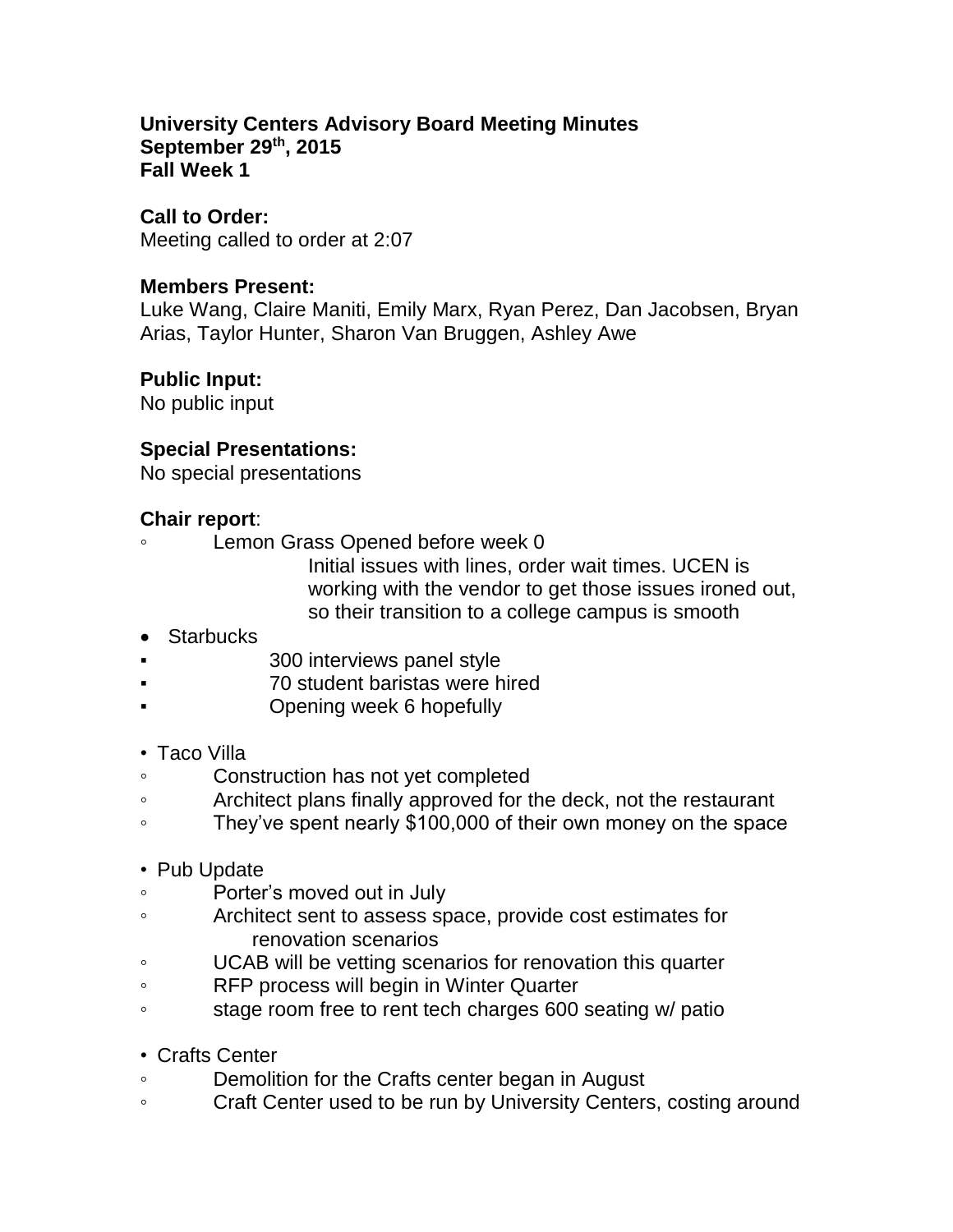**University Centers Advisory Board Meeting Minutes**
**September 29th, 2015**
**Fall Week 1**

**Call to Order:**
Meeting called to order at 2:07

**Members Present:**
Luke Wang, Claire Maniti, Emily Marx, Ryan Perez, Dan Jacobsen, Bryan Arias, Taylor Hunter, Sharon Van Bruggen, Ashley Awe

**Public Input:**
No public input

**Special Presentations:**
No special presentations

**Chair report**:

- Lemon Grass Opened before week 0
  - Initial issues with lines, order wait times. UCEN is working with the vendor to get those issues ironed out, so their transition to a college campus is smooth

- Starbucks
  - 300 interviews panel style
  - 70 student baristas were hired
  - Opening week 6 hopefully

- Taco Villa
  - Construction has not yet completed
  - Architect plans finally approved for the deck, not the restaurant
  - They've spent nearly $100,000 of their own money on the space

- Pub Update
  - Porter's moved out in July
  - Architect sent to assess space, provide cost estimates for renovation scenarios
  - UCAB will be vetting scenarios for renovation this quarter
  - RFP process will begin in Winter Quarter
  - stage room free to rent tech charges 600 seating w/ patio

- Crafts Center
  - Demolition for the Crafts center began in August
  - Craft Center used to be run by University Centers, costing around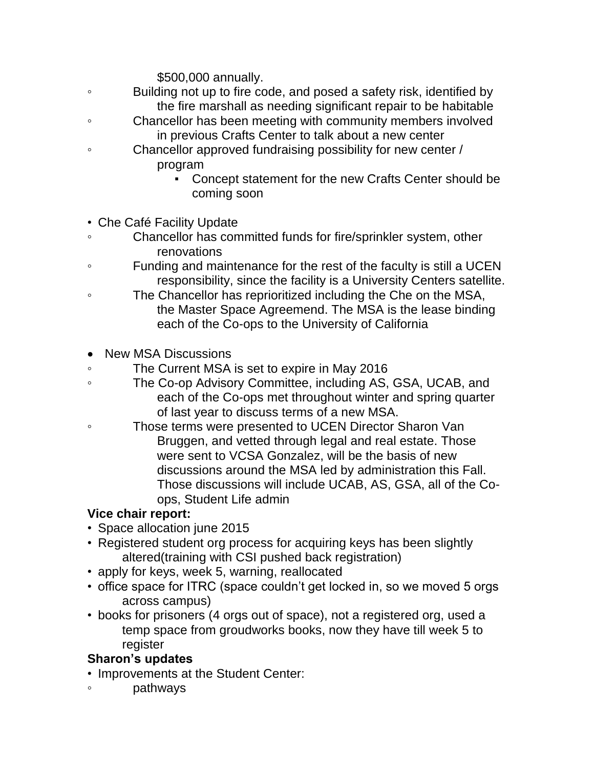$500,000 annually.

- Building not up to fire code, and posed a safety risk, identified by the fire marshall as needing significant repair to be habitable
- Chancellor has been meeting with community members involved in previous Crafts Center to talk about a new center
- Chancellor approved fundraising possibility for new center / program
    - Concept statement for the new Crafts Center should be coming soon

- Che Café Facility Update
    - Chancellor has committed funds for fire/sprinkler system, other renovations
    - Funding and maintenance for the rest of the faculty is still a UCEN responsibility, since the facility is a University Centers satellite.
    - The Chancellor has reprioritized including the Che on the MSA, the Master Space Agreemend. The MSA is the lease binding each of the Co-ops to the University of California

- New MSA Discussions
    - The Current MSA is set to expire in May 2016
    - The Co-op Advisory Committee, including AS, GSA, UCAB, and each of the Co-ops met throughout winter and spring quarter of last year to discuss terms of a new MSA.
    - Those terms were presented to UCEN Director Sharon Van Bruggen, and vetted through legal and real estate. Those were sent to VCSA Gonzalez, will be the basis of new discussions around the MSA led by administration this Fall. Those discussions will include UCAB, AS, GSA, all of the Co-ops, Student Life admin

**Vice chair report:**

- Space allocation june 2015
- Registered student org process for acquiring keys has been slightly altered(training with CSI pushed back registration)
- apply for keys, week 5, warning, reallocated
- office space for ITRC (space couldn't get locked in, so we moved 5 orgs across campus)
- books for prisoners (4 orgs out of space), not a registered org, used a temp space from groudworks books, now they have till week 5 to register

**Sharon's updates**

- Improvements at the Student Center:
    - pathways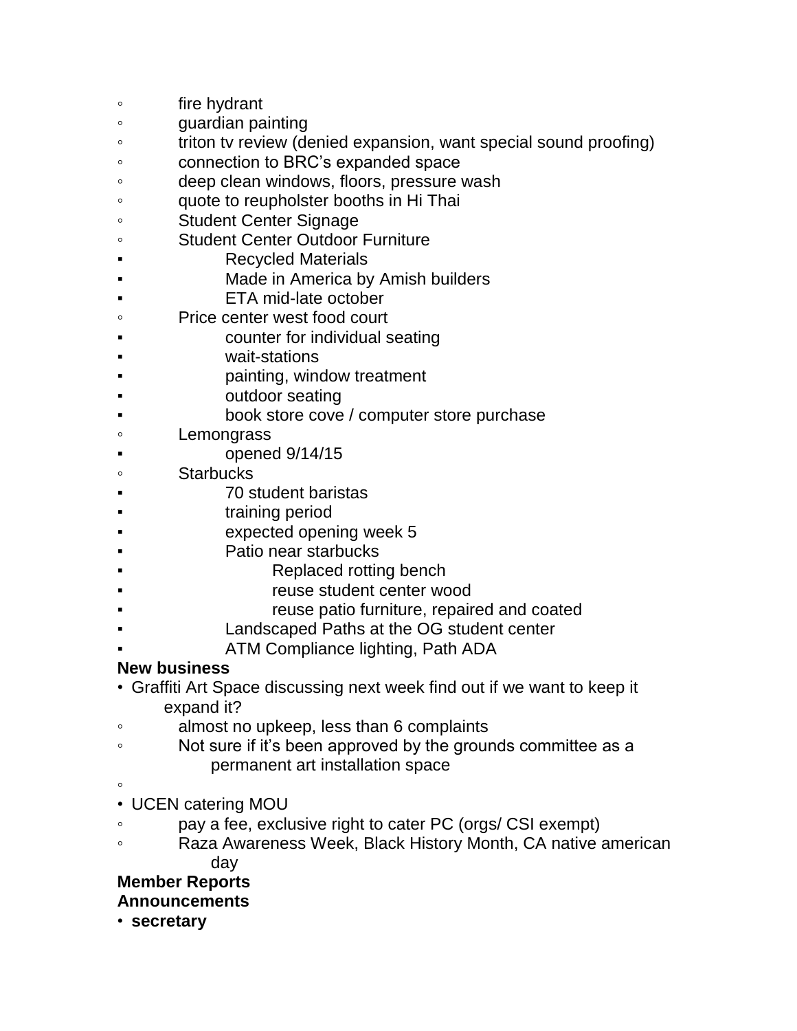- fire hydrant
- guardian painting
- triton tv review (denied expansion, want special sound proofing)
- connection to BRC's expanded space
- deep clean windows, floors, pressure wash
- quote to reupholster booths in Hi Thai
- Student Center Signage
- Student Center Outdoor Furniture
    - Recycled Materials
    - Made in America by Amish builders
    - ETA mid-late october
- Price center west food court
    - counter for individual seating
    - wait-stations
    - painting, window treatment
    - outdoor seating
    - book store cove / computer store purchase
- Lemongrass
    - opened 9/14/15
- Starbucks
    - 70 student baristas
    - training period
    - expected opening week 5
    - Patio near starbucks
        - Replaced rotting bench
        - reuse student center wood
        - reuse patio furniture, repaired and coated
    - Landscaped Paths at the OG student center
    - ATM Compliance lighting, Path ADA

**New business**

- Graffiti Art Space discussing next week find out if we want to keep it expand it?
    - almost no upkeep, less than 6 complaints
    - Not sure if it's been approved by the grounds committee as a permanent art installation space
    -
- UCEN catering MOU
    - pay a fee, exclusive right to cater PC (orgs/ CSI exempt)
    - Raza Awareness Week, Black History Month, CA native american day

**Member Reports**

**Announcements**

- **secretary**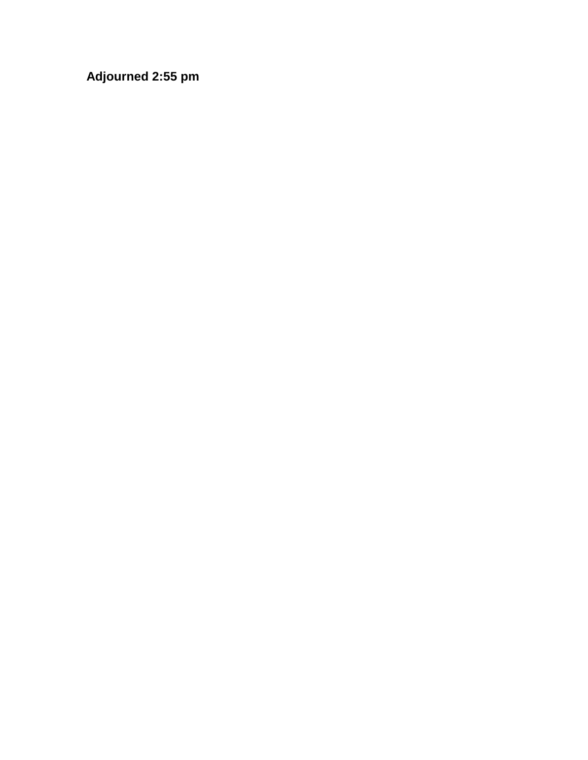**Adjourned 2:55 pm**